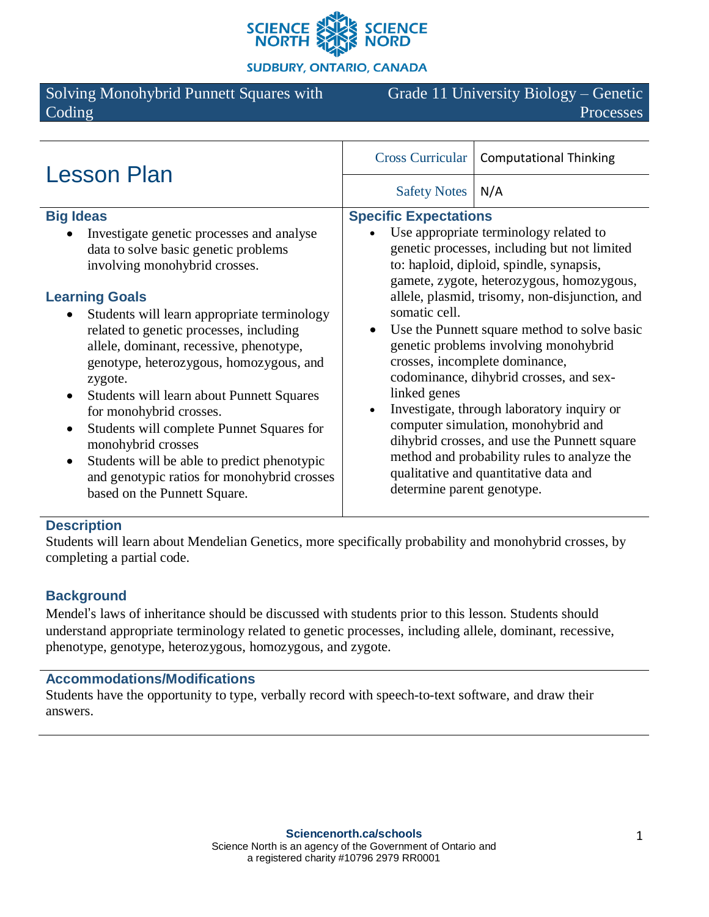Solving Monohybrid Punnett Squares with Coding | Grade 11 University Biology – Genetic Processes

# Lesson Plan

| Cross Curricular | Computational Thinking |
|---|---|
| Safety Notes | N/A |

## Big Ideas

- Investigate genetic processes and analyse data to solve basic genetic problems involving monohybrid crosses.

## Learning Goals

- Students will learn appropriate terminology related to genetic processes, including allele, dominant, recessive, phenotype, genotype, heterozygous, homozygous, and zygote.
- Students will learn about Punnett Squares for monohybrid crosses.
- Students will complete Punnet Squares for monohybrid crosses
- Students will be able to predict phenotypic and genotypic ratios for monohybrid crosses based on the Punnett Square.

## Specific Expectations

- Use appropriate terminology related to genetic processes, including but not limited to: haploid, diploid, spindle, synapsis, gamete, zygote, heterozygous, homozygous, allele, plasmid, trisomy, non-disjunction, and somatic cell.
- Use the Punnett square method to solve basic genetic problems involving monohybrid crosses, incomplete dominance, codominance, dihybrid crosses, and sex-linked genes
- Investigate, through laboratory inquiry or computer simulation, monohybrid and dihybrid crosses, and use the Punnett square method and probability rules to analyze the qualitative and quantitative data and determine parent genotype.

## Description

Students will learn about Mendelian Genetics, more specifically probability and monohybrid crosses, by completing a partial code.

## Background

Mendel's laws of inheritance should be discussed with students prior to this lesson. Students should understand appropriate terminology related to genetic processes, including allele, dominant, recessive, phenotype, genotype, heterozygous, homozygous, and zygote.

## Accommodations/Modifications

Students have the opportunity to type, verbally record with speech-to-text software, and draw their answers.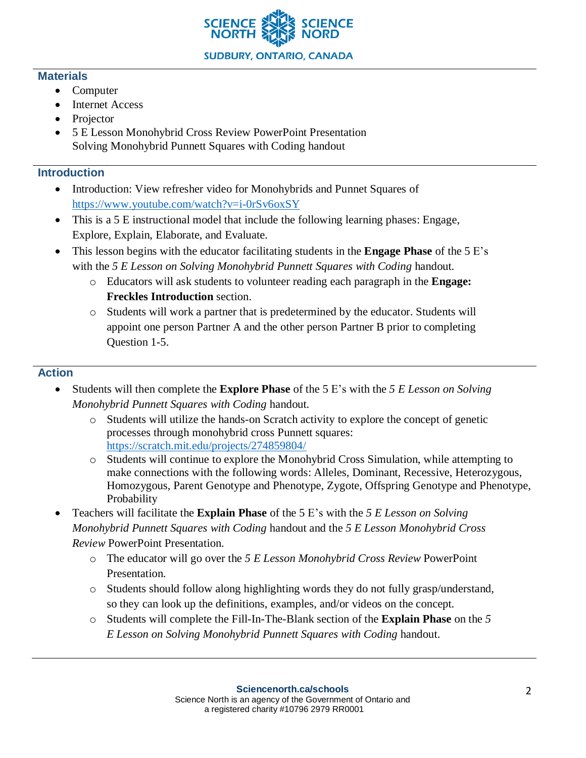## Materials

- Computer
- Internet Access
- Projector
- 5 E Lesson Monohybrid Cross Review PowerPoint Presentation
  Solving Monohybrid Punnett Squares with Coding handout

## Introduction

- Introduction: View refresher video for Monohybrids and Punnet Squares of https://www.youtube.com/watch?v=i-0rSv6oxSY
- This is a 5 E instructional model that include the following learning phases: Engage, Explore, Explain, Elaborate, and Evaluate.
- This lesson begins with the educator facilitating students in the **Engage Phase** of the 5 E's with the *5 E Lesson on Solving Monohybrid Punnett Squares with Coding* handout.
  - Educators will ask students to volunteer reading each paragraph in the **Engage: Freckles Introduction** section.
  - Students will work a partner that is predetermined by the educator. Students will appoint one person Partner A and the other person Partner B prior to completing Question 1-5.

## Action

- Students will then complete the **Explore Phase** of the 5 E's with the *5 E Lesson on Solving Monohybrid Punnett Squares with Coding* handout.
  - Students will utilize the hands-on Scratch activity to explore the concept of genetic processes through monohybrid cross Punnett squares: https://scratch.mit.edu/projects/274859804/
  - Students will continue to explore the Monohybrid Cross Simulation, while attempting to make connections with the following words: Alleles, Dominant, Recessive, Heterozygous, Homozygous, Parent Genotype and Phenotype, Zygote, Offspring Genotype and Phenotype, Probability
- Teachers will facilitate the **Explain Phase** of the 5 E's with the *5 E Lesson on Solving Monohybrid Punnett Squares with Coding* handout and the *5 E Lesson Monohybrid Cross Review* PowerPoint Presentation.
  - The educator will go over the *5 E Lesson Monohybrid Cross Review* PowerPoint Presentation.
  - Students should follow along highlighting words they do not fully grasp/understand, so they can look up the definitions, examples, and/or videos on the concept.
  - Students will complete the Fill-In-The-Blank section of the **Explain Phase** on the *5 E Lesson on Solving Monohybrid Punnett Squares with Coding* handout.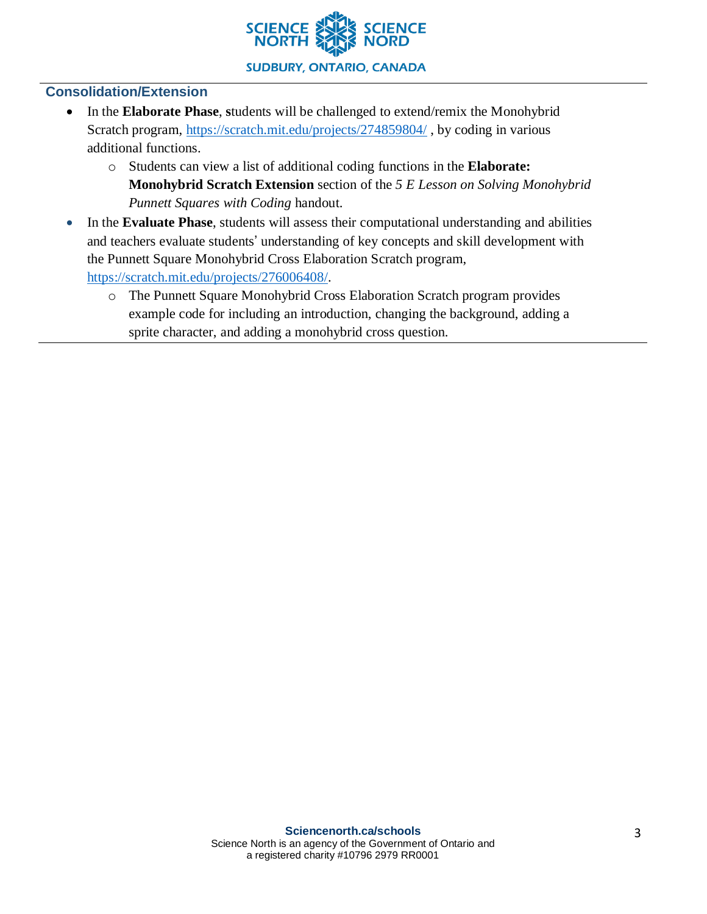## Consolidation/Extension

- In the **Elaborate Phase**, **s**tudents will be challenged to extend/remix the Monohybrid Scratch program, https://scratch.mit.edu/projects/274859804/ , by coding in various additional functions.
    - Students can view a list of additional coding functions in the **Elaborate: Monohybrid Scratch Extension** section of the *5 E Lesson on Solving Monohybrid Punnett Squares with Coding* handout.
- In the **Evaluate Phase**, students will assess their computational understanding and abilities and teachers evaluate students' understanding of key concepts and skill development with the Punnett Square Monohybrid Cross Elaboration Scratch program, https://scratch.mit.edu/projects/276006408/.
    - The Punnett Square Monohybrid Cross Elaboration Scratch program provides example code for including an introduction, changing the background, adding a sprite character, and adding a monohybrid cross question.